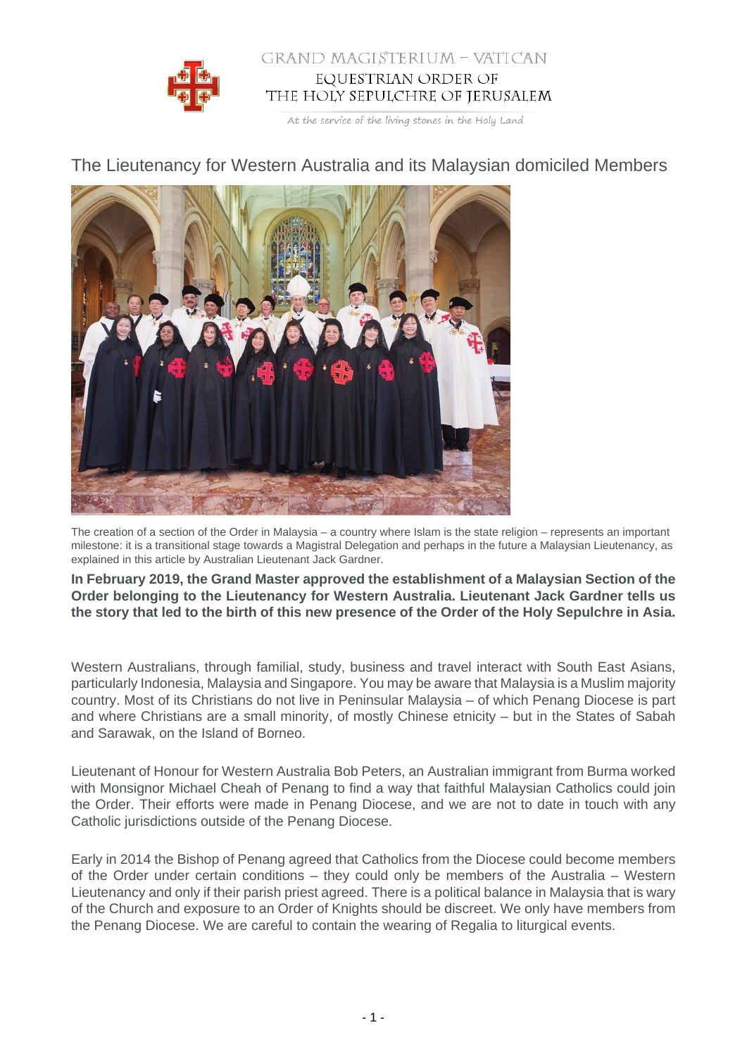GRAND MAGISTERIUM – VATICAN

EQUESTRIAN ORDER OF THE HOLY SEPULCHRE OF JERUSALEM

*At the service of the living stones in the Holy Land*

# The Lieutenancy for Western Australia and its Malaysian domiciled Members

The creation of a section of the Order in Malaysia – a country where Islam is the state religion – represents an important milestone: it is a transitional stage towards a Magistral Delegation and perhaps in the future a Malaysian Lieutenancy, as explained in this article by Australian Lieutenant Jack Gardner.

**In February 2019, the Grand Master approved the establishment of a Malaysian Section of the Order belonging to the Lieutenancy for Western Australia. Lieutenant Jack Gardner tells us the story that led to the birth of this new presence of the Order of the Holy Sepulchre in Asia.**

Western Australians, through familial, study, business and travel interact with South East Asians, particularly Indonesia, Malaysia and Singapore. You may be aware that Malaysia is a Muslim majority country. Most of its Christians do not live in Peninsular Malaysia – of which Penang Diocese is part and where Christians are a small minority, of mostly Chinese etnicity – but in the States of Sabah and Sarawak, on the Island of Borneo.

Lieutenant of Honour for Western Australia Bob Peters, an Australian immigrant from Burma worked with Monsignor Michael Cheah of Penang to find a way that faithful Malaysian Catholics could join the Order. Their efforts were made in Penang Diocese, and we are not to date in touch with any Catholic jurisdictions outside of the Penang Diocese.

Early in 2014 the Bishop of Penang agreed that Catholics from the Diocese could become members of the Order under certain conditions – they could only be members of the Australia – Western Lieutenancy and only if their parish priest agreed. There is a political balance in Malaysia that is wary of the Church and exposure to an Order of Knights should be discreet. We only have members from the Penang Diocese. We are careful to contain the wearing of Regalia to liturgical events.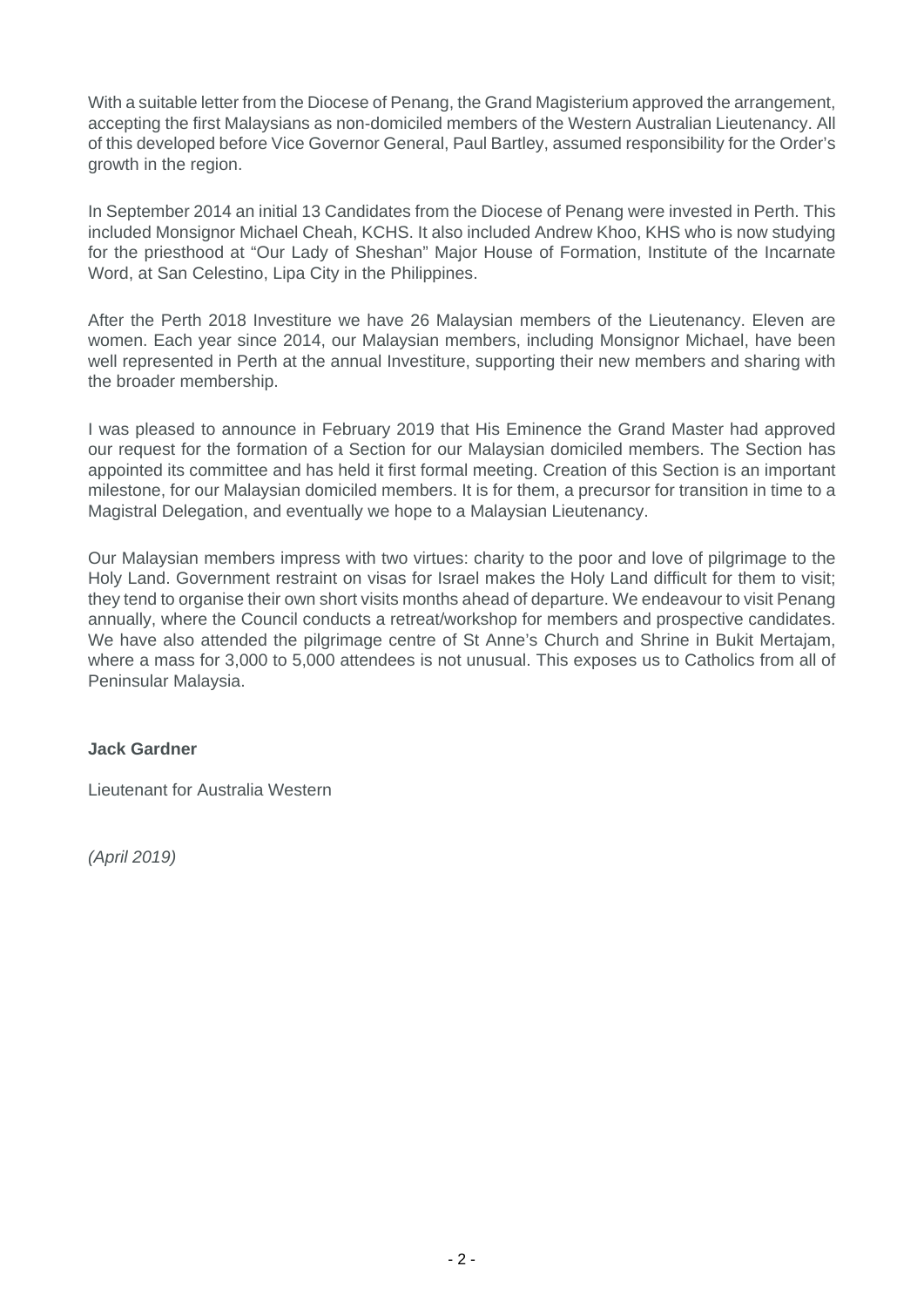With a suitable letter from the Diocese of Penang, the Grand Magisterium approved the arrangement, accepting the first Malaysians as non-domiciled members of the Western Australian Lieutenancy. All of this developed before Vice Governor General, Paul Bartley, assumed responsibility for the Order's growth in the region.

In September 2014 an initial 13 Candidates from the Diocese of Penang were invested in Perth. This included Monsignor Michael Cheah, KCHS. It also included Andrew Khoo, KHS who is now studying for the priesthood at "Our Lady of Sheshan" Major House of Formation, Institute of the Incarnate Word, at San Celestino, Lipa City in the Philippines.

After the Perth 2018 Investiture we have 26 Malaysian members of the Lieutenancy. Eleven are women. Each year since 2014, our Malaysian members, including Monsignor Michael, have been well represented in Perth at the annual Investiture, supporting their new members and sharing with the broader membership.

I was pleased to announce in February 2019 that His Eminence the Grand Master had approved our request for the formation of a Section for our Malaysian domiciled members. The Section has appointed its committee and has held it first formal meeting. Creation of this Section is an important milestone, for our Malaysian domiciled members. It is for them, a precursor for transition in time to a Magistral Delegation, and eventually we hope to a Malaysian Lieutenancy.

Our Malaysian members impress with two virtues: charity to the poor and love of pilgrimage to the Holy Land. Government restraint on visas for Israel makes the Holy Land difficult for them to visit; they tend to organise their own short visits months ahead of departure. We endeavour to visit Penang annually, where the Council conducts a retreat/workshop for members and prospective candidates. We have also attended the pilgrimage centre of St Anne's Church and Shrine in Bukit Mertajam, where a mass for 3,000 to 5,000 attendees is not unusual. This exposes us to Catholics from all of Peninsular Malaysia.

**Jack Gardner**

Lieutenant for Australia Western

*(April 2019)*